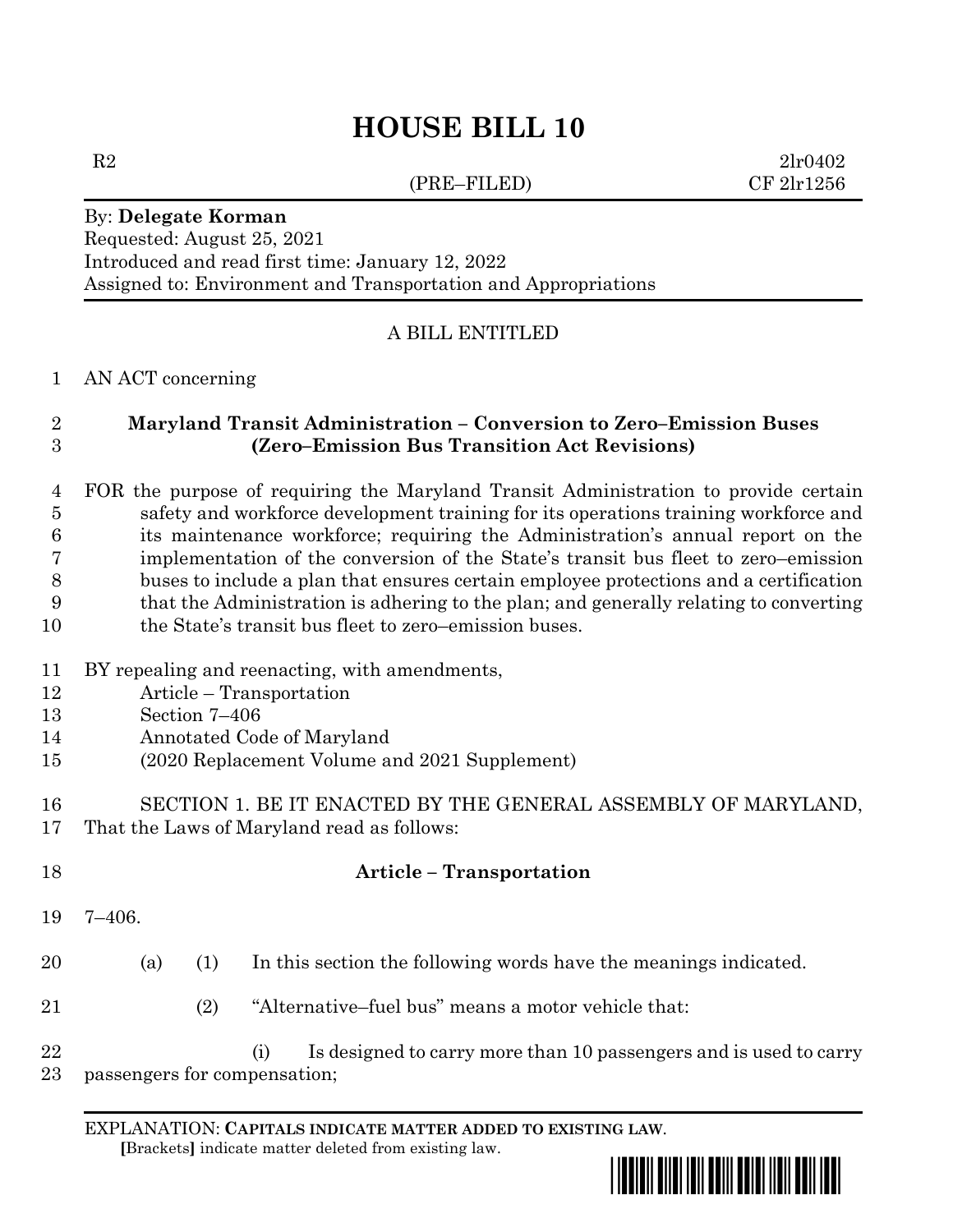# HOUSE BILL 10

R2 2lr0402
(PRE–FILED) CF 2lr1256

By: **Delegate Korman**
Requested: August 25, 2021
Introduced and read first time: January 12, 2022
Assigned to: Environment and Transportation and Appropriations

A BILL ENTITLED

1 AN ACT concerning

2 **Maryland Transit Administration – Conversion to Zero–Emission Buses**
3 **(Zero–Emission Bus Transition Act Revisions)**

4 FOR the purpose of requiring the Maryland Transit Administration to provide certain
5 safety and workforce development training for its operations training workforce and
6 its maintenance workforce; requiring the Administration's annual report on the
7 implementation of the conversion of the State's transit bus fleet to zero–emission
8 buses to include a plan that ensures certain employee protections and a certification
9 that the Administration is adhering to the plan; and generally relating to converting
10 the State's transit bus fleet to zero–emission buses.

11 BY repealing and reenacting, with amendments,
12 Article – Transportation
13 Section 7–406
14 Annotated Code of Maryland
15 (2020 Replacement Volume and 2021 Supplement)

16 SECTION 1. BE IT ENACTED BY THE GENERAL ASSEMBLY OF MARYLAND,
17 That the Laws of Maryland read as follows:

18 **Article – Transportation**

19 7–406.

20 (a) (1) In this section the following words have the meanings indicated.

21 (2) "Alternative–fuel bus" means a motor vehicle that:

22 (i) Is designed to carry more than 10 passengers and is used to carry
23 passengers for compensation;

EXPLANATION: **CAPITALS INDICATE MATTER ADDED TO EXISTING LAW**.
[Brackets] indicate matter deleted from existing law.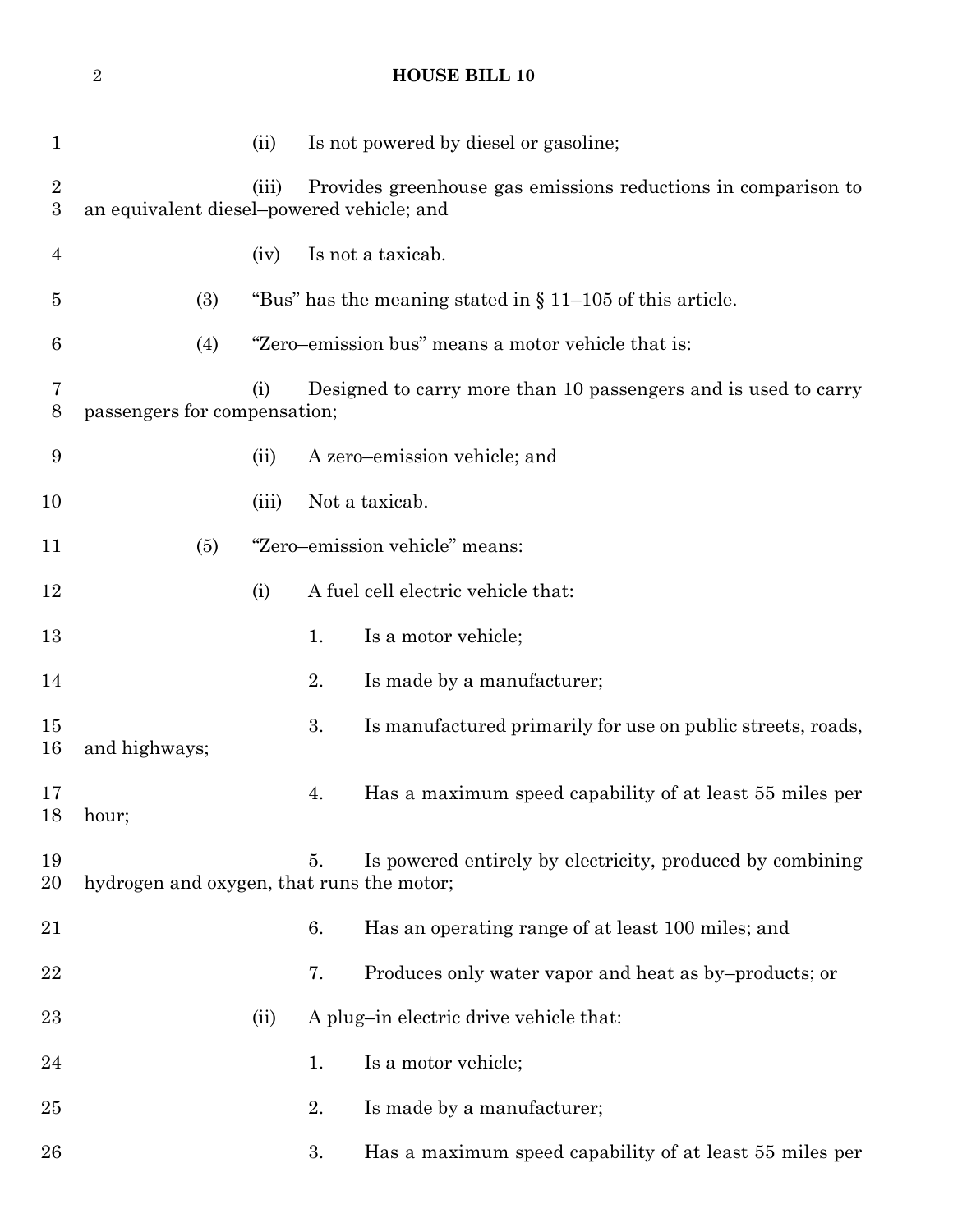(ii) Is not powered by diesel or gasoline;

(iii) Provides greenhouse gas emissions reductions in comparison to an equivalent diesel–powered vehicle; and

(iv) Is not a taxicab.

(3) "Bus" has the meaning stated in § 11–105 of this article.

(4) "Zero–emission bus" means a motor vehicle that is:

(i) Designed to carry more than 10 passengers and is used to carry passengers for compensation;

(ii) A zero–emission vehicle; and

(iii) Not a taxicab.

(5) "Zero–emission vehicle" means:

(i) A fuel cell electric vehicle that:

1. Is a motor vehicle;

2. Is made by a manufacturer;

3. Is manufactured primarily for use on public streets, roads, and highways;

4. Has a maximum speed capability of at least 55 miles per hour;

5. Is powered entirely by electricity, produced by combining hydrogen and oxygen, that runs the motor;

6. Has an operating range of at least 100 miles; and

7. Produces only water vapor and heat as by–products; or

(ii) A plug–in electric drive vehicle that:

1. Is a motor vehicle;

2. Is made by a manufacturer;

3. Has a maximum speed capability of at least 55 miles per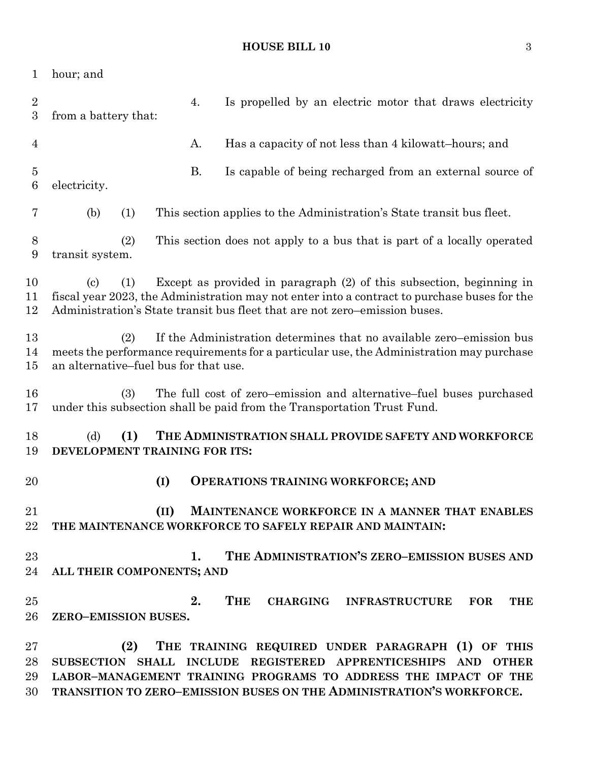hour; and

4. Is propelled by an electric motor that draws electricity from a battery that:

A. Has a capacity of not less than 4 kilowatt–hours; and

B. Is capable of being recharged from an external source of electricity.

(b) (1) This section applies to the Administration's State transit bus fleet.

(2) This section does not apply to a bus that is part of a locally operated transit system.

(c) (1) Except as provided in paragraph (2) of this subsection, beginning in fiscal year 2023, the Administration may not enter into a contract to purchase buses for the Administration's State transit bus fleet that are not zero–emission buses.

(2) If the Administration determines that no available zero–emission bus meets the performance requirements for a particular use, the Administration may purchase an alternative–fuel bus for that use.

(3) The full cost of zero–emission and alternative–fuel buses purchased under this subsection shall be paid from the Transportation Trust Fund.

(d) **(1) THE ADMINISTRATION SHALL PROVIDE SAFETY AND WORKFORCE DEVELOPMENT TRAINING FOR ITS:**

**(I) OPERATIONS TRAINING WORKFORCE; AND**

**(II) MAINTENANCE WORKFORCE IN A MANNER THAT ENABLES THE MAINTENANCE WORKFORCE TO SAFELY REPAIR AND MAINTAIN:**

**1. THE ADMINISTRATION'S ZERO–EMISSION BUSES AND ALL THEIR COMPONENTS; AND**

**2. THE CHARGING INFRASTRUCTURE FOR THE ZERO–EMISSION BUSES.**

**(2) THE TRAINING REQUIRED UNDER PARAGRAPH (1) OF THIS SUBSECTION SHALL INCLUDE REGISTERED APPRENTICESHIPS AND OTHER LABOR–MANAGEMENT TRAINING PROGRAMS TO ADDRESS THE IMPACT OF THE TRANSITION TO ZERO–EMISSION BUSES ON THE ADMINISTRATION'S WORKFORCE.**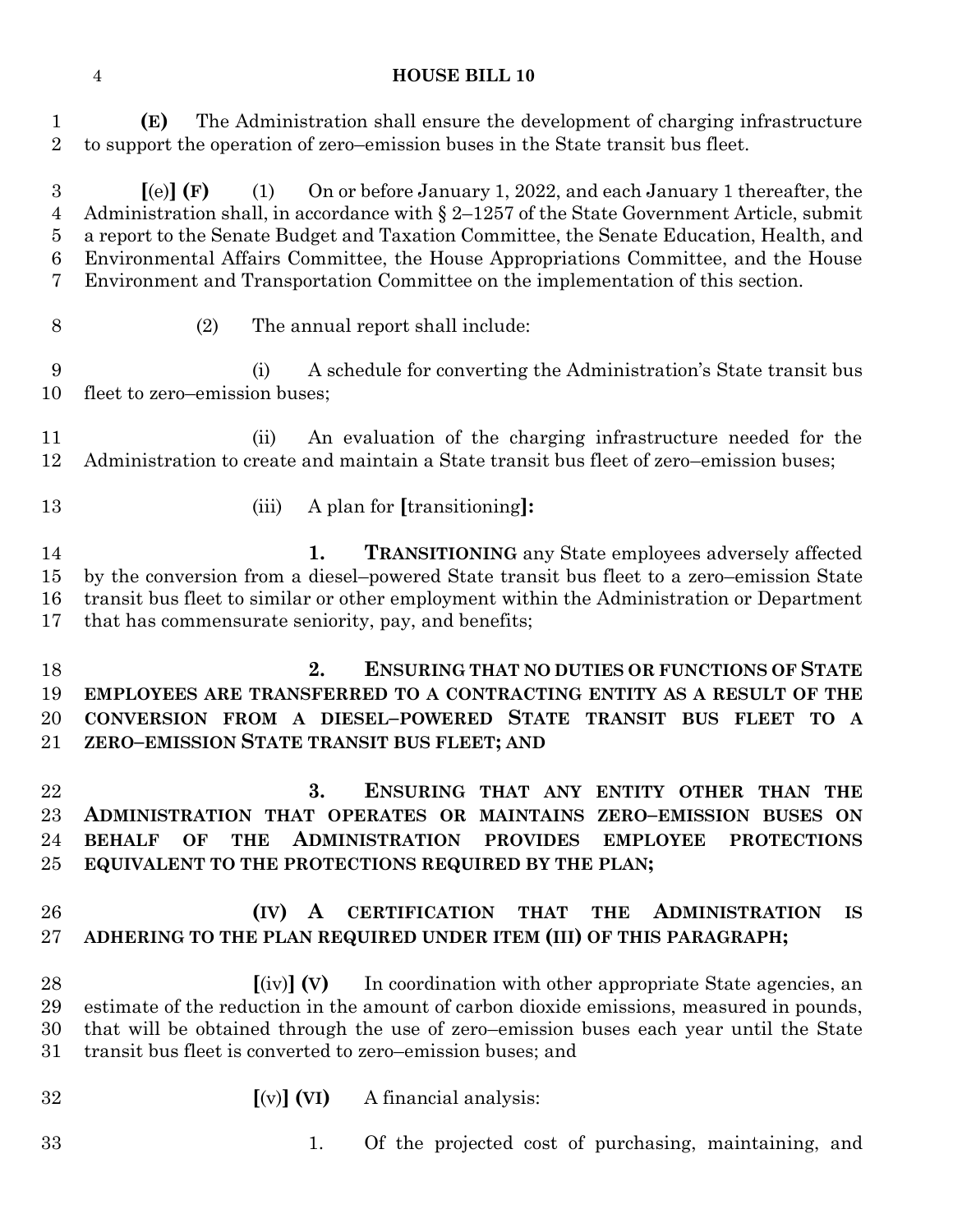**(E)** The Administration shall ensure the development of charging infrastructure to support the operation of zero–emission buses in the State transit bus fleet.

**[**(e)**] (F)** (1) On or before January 1, 2022, and each January 1 thereafter, the Administration shall, in accordance with § 2–1257 of the State Government Article, submit a report to the Senate Budget and Taxation Committee, the Senate Education, Health, and Environmental Affairs Committee, the House Appropriations Committee, and the House Environment and Transportation Committee on the implementation of this section.

(2) The annual report shall include:

(i) A schedule for converting the Administration's State transit bus fleet to zero–emission buses;

(ii) An evaluation of the charging infrastructure needed for the Administration to create and maintain a State transit bus fleet of zero–emission buses;

(iii) A plan for **[**transitioning**]:**

**1. TRANSITIONING** any State employees adversely affected by the conversion from a diesel–powered State transit bus fleet to a zero–emission State transit bus fleet to similar or other employment within the Administration or Department that has commensurate seniority, pay, and benefits;

**2. ENSURING THAT NO DUTIES OR FUNCTIONS OF STATE EMPLOYEES ARE TRANSFERRED TO A CONTRACTING ENTITY AS A RESULT OF THE CONVERSION FROM A DIESEL–POWERED STATE TRANSIT BUS FLEET TO A ZERO–EMISSION STATE TRANSIT BUS FLEET; AND**

**3. ENSURING THAT ANY ENTITY OTHER THAN THE ADMINISTRATION THAT OPERATES OR MAINTAINS ZERO–EMISSION BUSES ON BEHALF OF THE ADMINISTRATION PROVIDES EMPLOYEE PROTECTIONS EQUIVALENT TO THE PROTECTIONS REQUIRED BY THE PLAN;**

**(IV) A CERTIFICATION THAT THE ADMINISTRATION IS ADHERING TO THE PLAN REQUIRED UNDER ITEM (III) OF THIS PARAGRAPH;**

**[**(iv)**] (V)** In coordination with other appropriate State agencies, an estimate of the reduction in the amount of carbon dioxide emissions, measured in pounds, that will be obtained through the use of zero–emission buses each year until the State transit bus fleet is converted to zero–emission buses; and

**[**(v)**] (VI)** A financial analysis:

1. Of the projected cost of purchasing, maintaining, and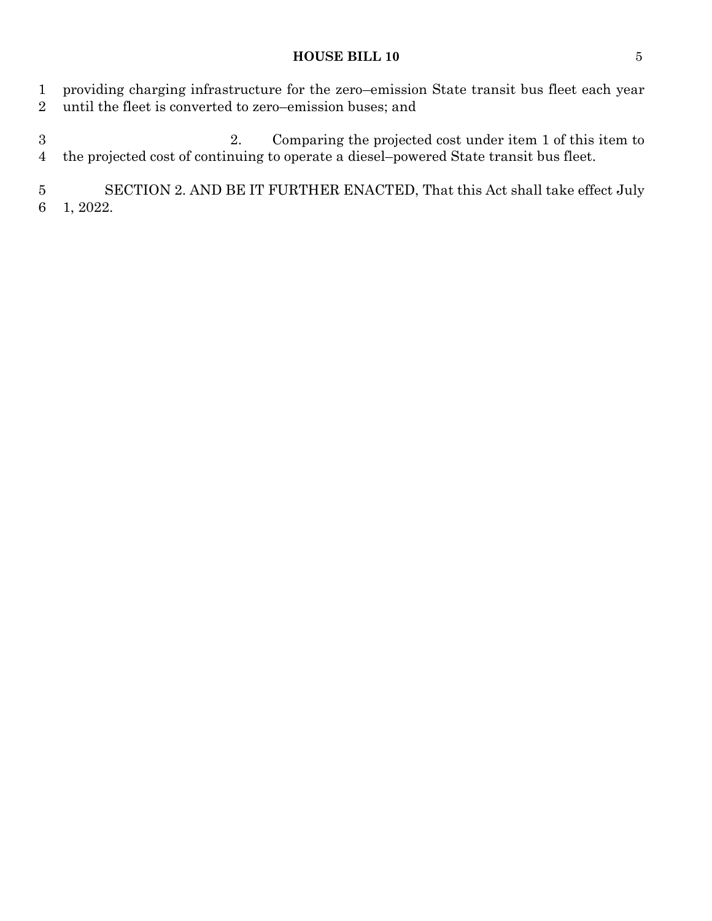providing charging infrastructure for the zero–emission State transit bus fleet each year until the fleet is converted to zero–emission buses; and

2. Comparing the projected cost under item 1 of this item to the projected cost of continuing to operate a diesel–powered State transit bus fleet.

SECTION 2. AND BE IT FURTHER ENACTED, That this Act shall take effect July 1, 2022.